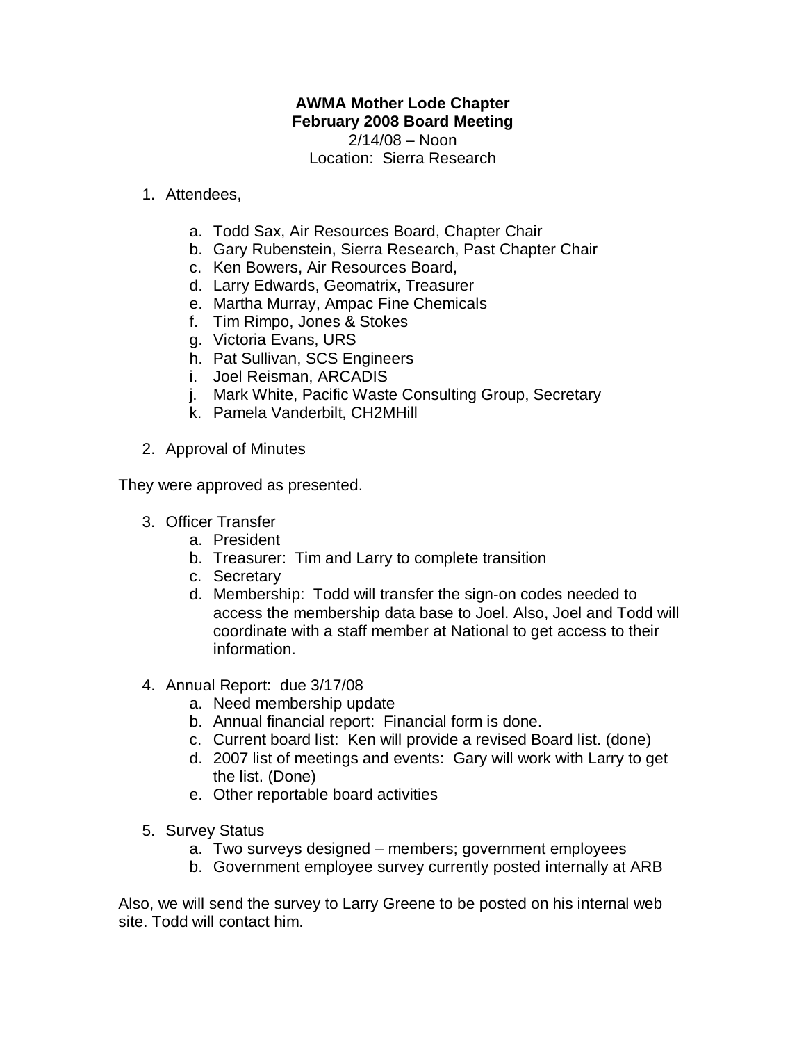**AWMA Mother Lode Chapter**
**February 2008 Board Meeting**
2/14/08 – Noon
Location: Sierra Research

1. Attendees,

    a. Todd Sax, Air Resources Board, Chapter Chair
    b. Gary Rubenstein, Sierra Research, Past Chapter Chair
    c. Ken Bowers, Air Resources Board,
    d. Larry Edwards, Geomatrix, Treasurer
    e. Martha Murray, Ampac Fine Chemicals
    f. Tim Rimpo, Jones & Stokes
    g. Victoria Evans, URS
    h. Pat Sullivan, SCS Engineers
    i. Joel Reisman, ARCADIS
    j. Mark White, Pacific Waste Consulting Group, Secretary
    k. Pamela Vanderbilt, CH2MHill

2. Approval of Minutes

They were approved as presented.

3. Officer Transfer
    a. President
    b. Treasurer: Tim and Larry to complete transition
    c. Secretary
    d. Membership: Todd will transfer the sign-on codes needed to access the membership data base to Joel. Also, Joel and Todd will coordinate with a staff member at National to get access to their information.

4. Annual Report: due 3/17/08
    a. Need membership update
    b. Annual financial report: Financial form is done.
    c. Current board list: Ken will provide a revised Board list. (done)
    d. 2007 list of meetings and events: Gary will work with Larry to get the list. (Done)
    e. Other reportable board activities

5. Survey Status
    a. Two surveys designed – members; government employees
    b. Government employee survey currently posted internally at ARB

Also, we will send the survey to Larry Greene to be posted on his internal web site. Todd will contact him.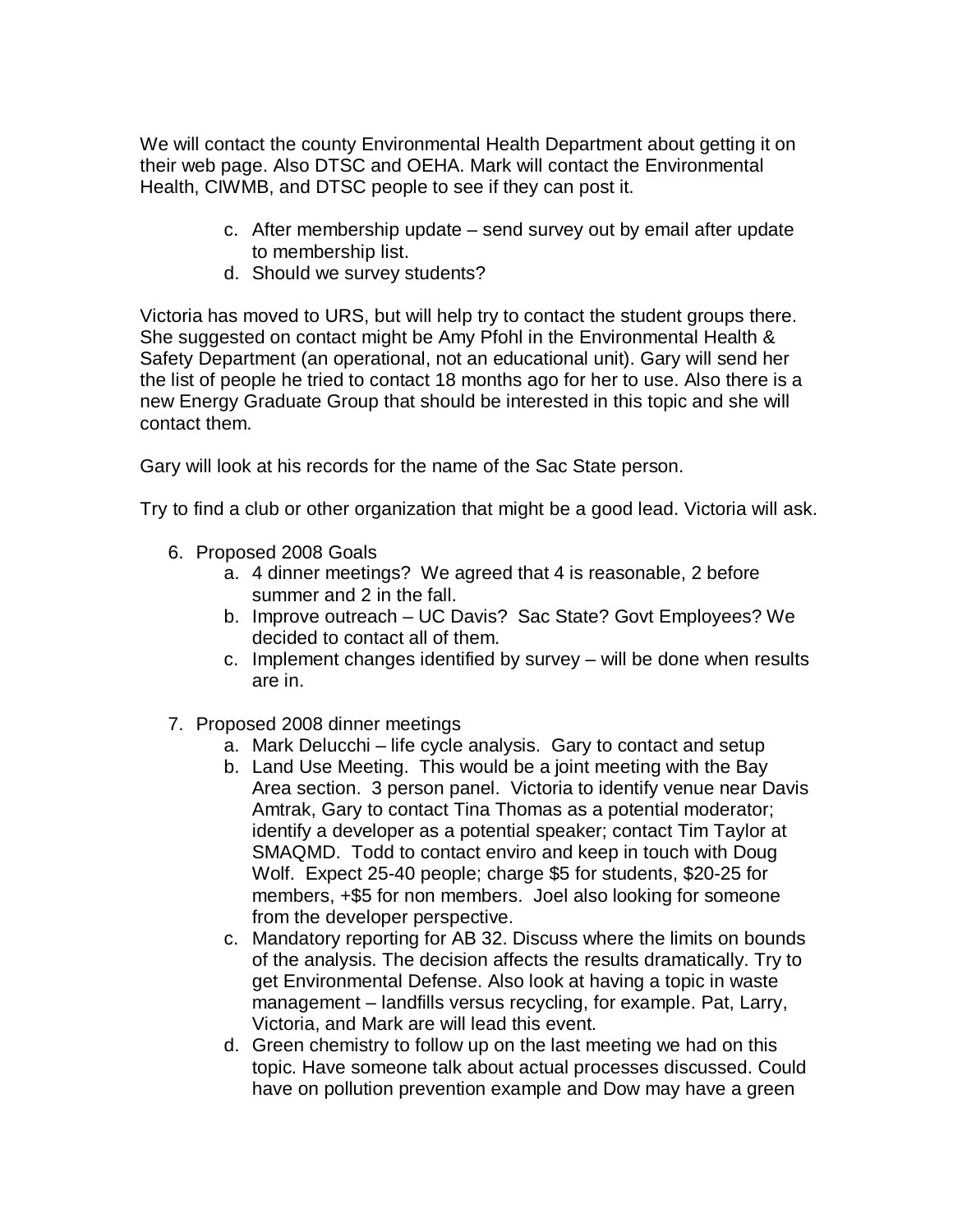We will contact the county Environmental Health Department about getting it on their web page. Also DTSC and OEHA. Mark will contact the Environmental Health, CIWMB, and DTSC people to see if they can post it.

c. After membership update – send survey out by email after update to membership list.
d. Should we survey students?

Victoria has moved to URS, but will help try to contact the student groups there. She suggested on contact might be Amy Pfohl in the Environmental Health & Safety Department (an operational, not an educational unit). Gary will send her the list of people he tried to contact 18 months ago for her to use. Also there is a new Energy Graduate Group that should be interested in this topic and she will contact them.

Gary will look at his records for the name of the Sac State person.

Try to find a club or other organization that might be a good lead. Victoria will ask.

6. Proposed 2008 Goals
   a. 4 dinner meetings? We agreed that 4 is reasonable, 2 before summer and 2 in the fall.
   b. Improve outreach – UC Davis? Sac State? Govt Employees? We decided to contact all of them.
   c. Implement changes identified by survey – will be done when results are in.

7. Proposed 2008 dinner meetings
   a. Mark Delucchi – life cycle analysis. Gary to contact and setup
   b. Land Use Meeting. This would be a joint meeting with the Bay Area section. 3 person panel. Victoria to identify venue near Davis Amtrak, Gary to contact Tina Thomas as a potential moderator; identify a developer as a potential speaker; contact Tim Taylor at SMAQMD. Todd to contact enviro and keep in touch with Doug Wolf. Expect 25-40 people; charge $5 for students, $20-25 for members, +$5 for non members. Joel also looking for someone from the developer perspective.
   c. Mandatory reporting for AB 32. Discuss where the limits on bounds of the analysis. The decision affects the results dramatically. Try to get Environmental Defense. Also look at having a topic in waste management – landfills versus recycling, for example. Pat, Larry, Victoria, and Mark are will lead this event.
   d. Green chemistry to follow up on the last meeting we had on this topic. Have someone talk about actual processes discussed. Could have on pollution prevention example and Dow may have a green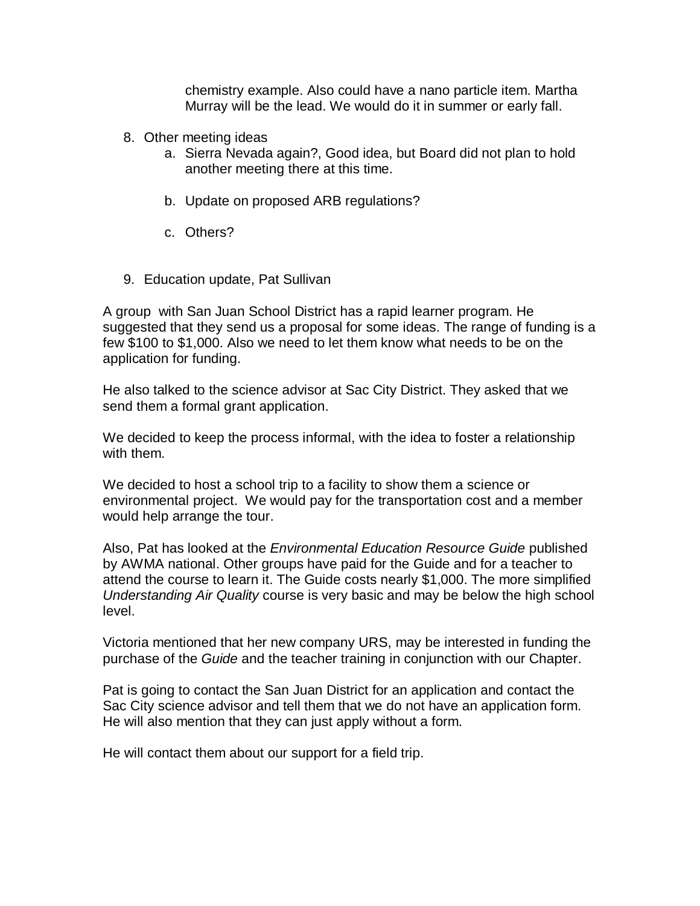chemistry example. Also could have a nano particle item. Martha Murray will be the lead. We would do it in summer or early fall.

8. Other meeting ideas
   a. Sierra Nevada again?, Good idea, but Board did not plan to hold another meeting there at this time.

   b. Update on proposed ARB regulations?

   c. Others?

9. Education update, Pat Sullivan

A group with San Juan School District has a rapid learner program. He suggested that they send us a proposal for some ideas. The range of funding is a few $100 to $1,000. Also we need to let them know what needs to be on the application for funding.

He also talked to the science advisor at Sac City District. They asked that we send them a formal grant application.

We decided to keep the process informal, with the idea to foster a relationship with them.

We decided to host a school trip to a facility to show them a science or environmental project. We would pay for the transportation cost and a member would help arrange the tour.

Also, Pat has looked at the *Environmental Education Resource Guide* published by AWMA national. Other groups have paid for the Guide and for a teacher to attend the course to learn it. The Guide costs nearly $1,000. The more simplified *Understanding Air Quality* course is very basic and may be below the high school level.

Victoria mentioned that her new company URS, may be interested in funding the purchase of the *Guide* and the teacher training in conjunction with our Chapter.

Pat is going to contact the San Juan District for an application and contact the Sac City science advisor and tell them that we do not have an application form. He will also mention that they can just apply without a form.

He will contact them about our support for a field trip.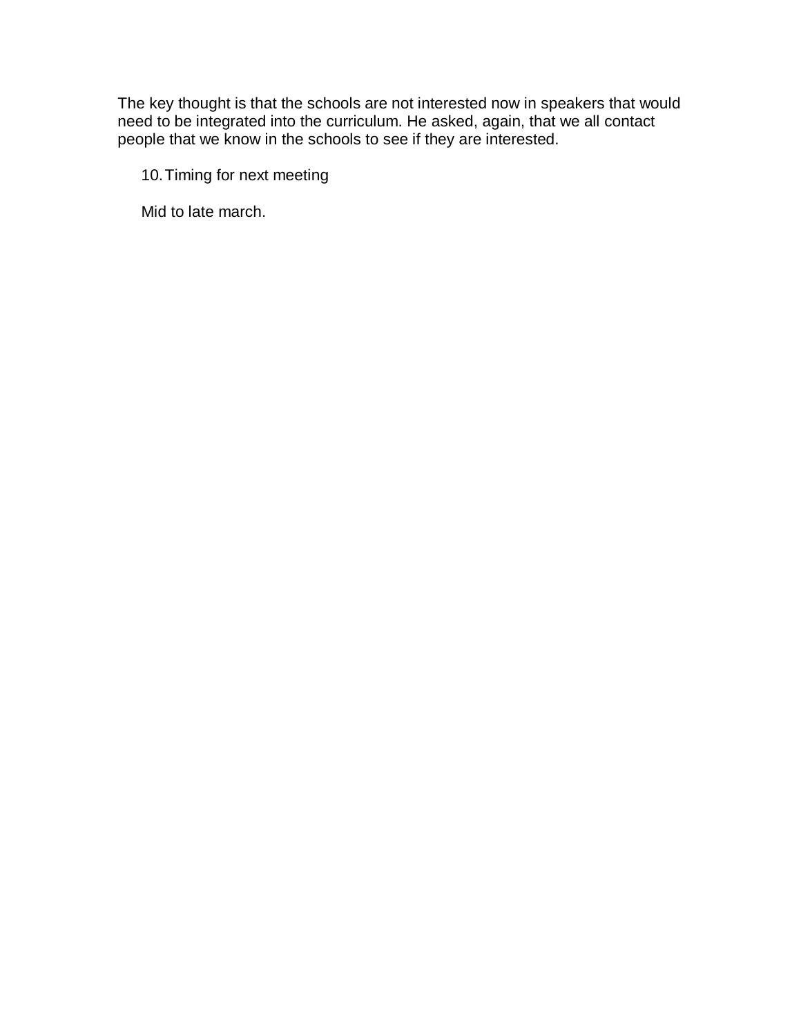The key thought is that the schools are not interested now in speakers that would need to be integrated into the curriculum. He asked, again, that we all contact people that we know in the schools to see if they are interested.

10. Timing for next meeting

    Mid to late march.